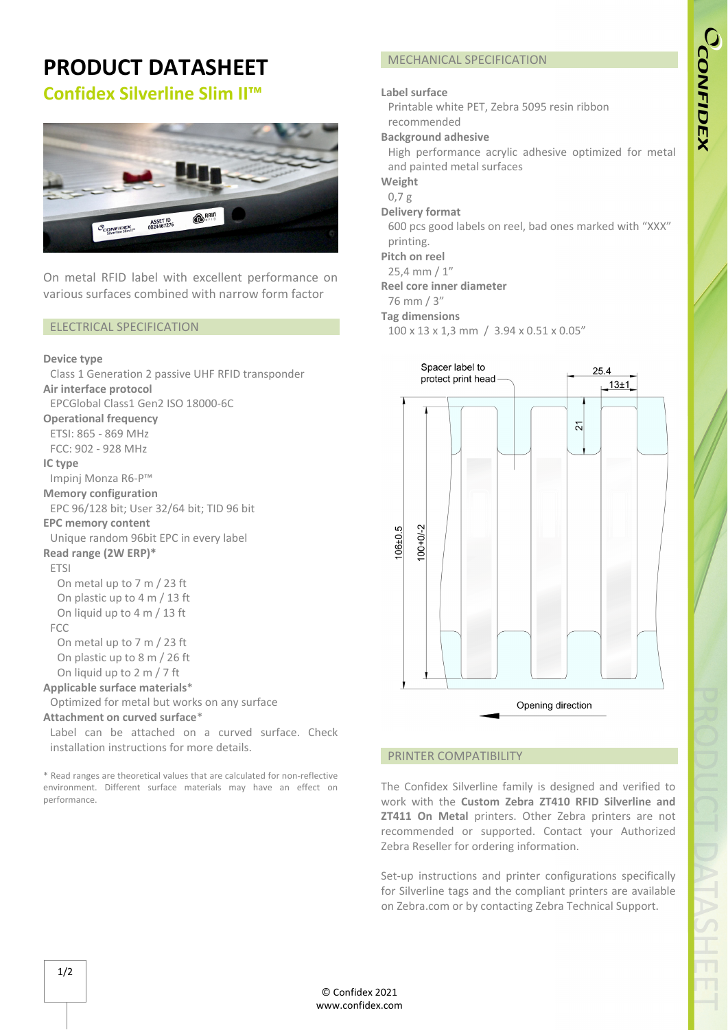# PRODUCT DATASHEET

## Confidex Silverline Slim II™

On metal RFID label with excellent performance on various surfaces combined with narrow form factor

## ELECTRICAL SPECIFICATION

**Device type**
Class 1 Generation 2 passive UHF RFID transponder

**Air interface protocol**
EPCGlobal Class1 Gen2 ISO 18000-6C

**Operational frequency**
ETSI: 865 - 869 MHz
FCC: 902 - 928 MHz

**IC type**
Impinj Monza R6-P™

**Memory configuration**
EPC 96/128 bit; User 32/64 bit; TID 96 bit

**EPC memory content**
Unique random 96bit EPC in every label

**Read range (2W ERP)***
ETSI
- On metal up to 7 m / 23 ft
- On plastic up to 4 m / 13 ft
- On liquid up to 4 m / 13 ft

FCC
- On metal up to 7 m / 23 ft
- On plastic up to 8 m / 26 ft
- On liquid up to 2 m / 7 ft

**Applicable surface materials***
Optimized for metal but works on any surface

**Attachment on curved surface***
Label can be attached on a curved surface. Check installation instructions for more details.

* Read ranges are theoretical values that are calculated for non-reflective environment. Different surface materials may have an effect on performance.

## MECHANICAL SPECIFICATION

**Label surface**
Printable white PET, Zebra 5095 resin ribbon recommended

**Background adhesive**
High performance acrylic adhesive optimized for metal and painted metal surfaces

**Weight**
0,7 g

**Delivery format**
600 pcs good labels on reel, bad ones marked with "XXX" printing.

**Pitch on reel**
25,4 mm / 1"

**Reel core inner diameter**
76 mm / 3"

**Tag dimensions**
100 x 13 x 1,3 mm / 3.94 x 0.51 x 0.05"

Spacer label to protect print head
25.4
13±1
21
106±0.5
100+0/-2
Opening direction

## PRINTER COMPATIBILITY

The Confidex Silverline family is designed and verified to work with the **Custom Zebra ZT410 RFID Silverline and ZT411 On Metal** printers. Other Zebra printers are not recommended or supported. Contact your Authorized Zebra Reseller for ordering information.

Set-up instructions and printer configurations specifically for Silverline tags and the compliant printers are available on Zebra.com or by contacting Zebra Technical Support.

© Confidex 2021
www.confidex.com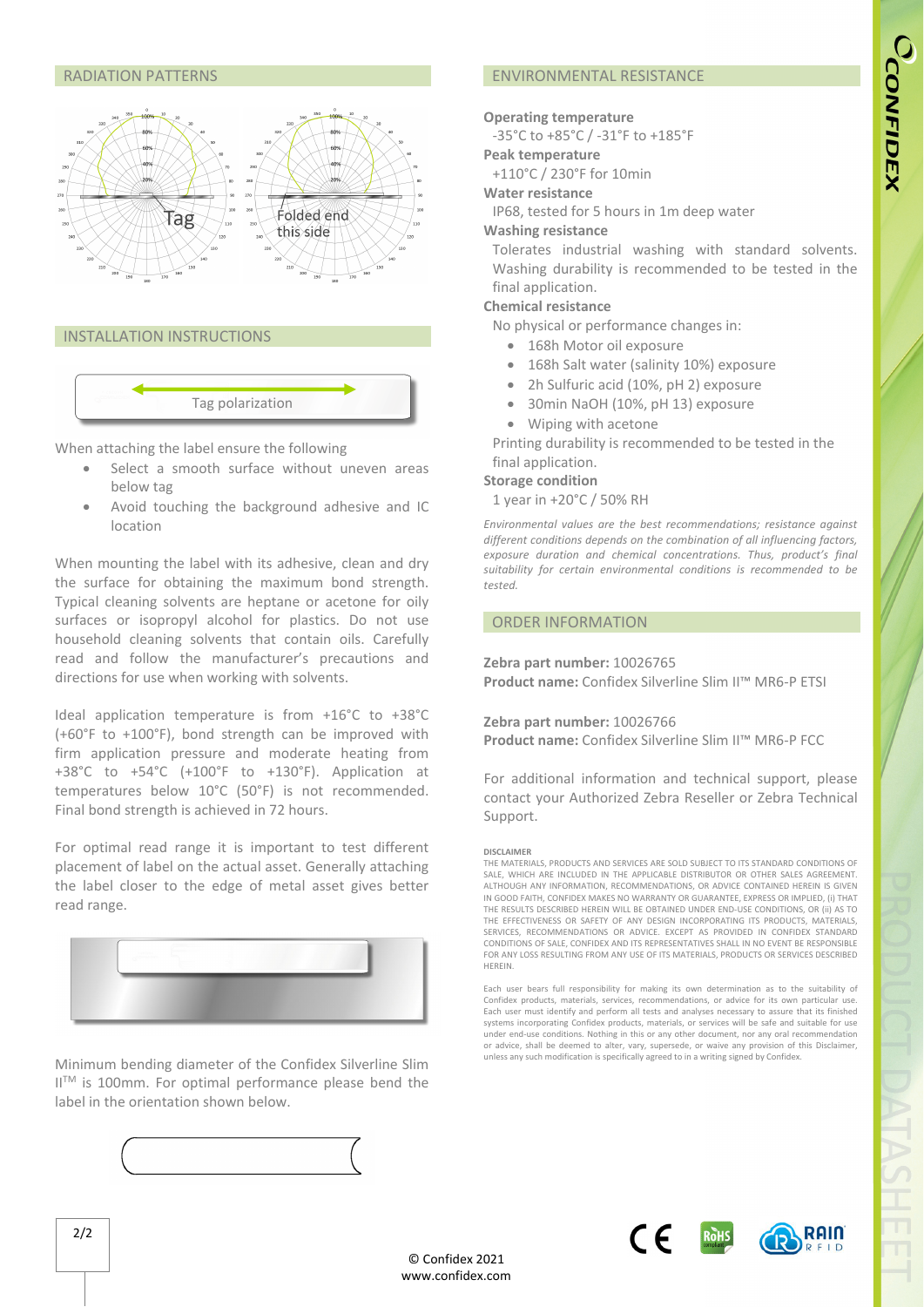## RADIATION PATTERNS

Tag

Folded end this side

## INSTALLATION INSTRUCTIONS

Tag polarization

When attaching the label ensure the following

- Select a smooth surface without uneven areas below tag
- Avoid touching the background adhesive and IC location

When mounting the label with its adhesive, clean and dry the surface for obtaining the maximum bond strength. Typical cleaning solvents are heptane or acetone for oily surfaces or isopropyl alcohol for plastics. Do not use household cleaning solvents that contain oils. Carefully read and follow the manufacturer's precautions and directions for use when working with solvents.

Ideal application temperature is from +16°C to +38°C (+60°F to +100°F), bond strength can be improved with firm application pressure and moderate heating from +38°C to +54°C (+100°F to +130°F). Application at temperatures below 10°C (50°F) is not recommended. Final bond strength is achieved in 72 hours.

For optimal read range it is important to test different placement of label on the actual asset. Generally attaching the label closer to the edge of metal asset gives better read range.

Minimum bending diameter of the Confidex Silverline Slim II™ is 100mm. For optimal performance please bend the label in the orientation shown below.

## ENVIRONMENTAL RESISTANCE

**Operating temperature**
-35°C to +85°C / -31°F to +185°F

**Peak temperature**
+110°C / 230°F for 10min

**Water resistance**
IP68, tested for 5 hours in 1m deep water

**Washing resistance**
Tolerates industrial washing with standard solvents. Washing durability is recommended to be tested in the final application.

**Chemical resistance**
No physical or performance changes in:

- 168h Motor oil exposure
- 168h Salt water (salinity 10%) exposure
- 2h Sulfuric acid (10%, pH 2) exposure
- 30min NaOH (10%, pH 13) exposure
- Wiping with acetone

Printing durability is recommended to be tested in the final application.

**Storage condition**
1 year in +20°C / 50% RH

*Environmental values are the best recommendations; resistance against different conditions depends on the combination of all influencing factors, exposure duration and chemical concentrations. Thus, product's final suitability for certain environmental conditions is recommended to be tested.*

## ORDER INFORMATION

**Zebra part number:** 10026765
**Product name:** Confidex Silverline Slim II™ MR6-P ETSI

**Zebra part number:** 10026766
**Product name:** Confidex Silverline Slim II™ MR6-P FCC

For additional information and technical support, please contact your Authorized Zebra Reseller or Zebra Technical Support.

**DISCLAIMER**

THE MATERIALS, PRODUCTS AND SERVICES ARE SOLD SUBJECT TO ITS STANDARD CONDITIONS OF SALE, WHICH ARE INCLUDED IN THE APPLICABLE DISTRIBUTOR OR OTHER SALES AGREEMENT. ALTHOUGH ANY INFORMATION, RECOMMENDATIONS, OR ADVICE CONTAINED HEREIN IS GIVEN IN GOOD FAITH, CONFIDEX MAKES NO WARRANTY OR GUARANTEE, EXPRESS OR IMPLIED, (i) THAT THE RESULTS DESCRIBED HEREIN WILL BE OBTAINED UNDER END-USE CONDITIONS, OR (ii) AS TO THE EFFECTIVENESS OR SAFETY OF ANY DESIGN INCORPORATING ITS PRODUCTS, MATERIALS, SERVICES, RECOMMENDATIONS OR ADVICE. EXCEPT AS PROVIDED IN CONFIDEX STANDARD CONDITIONS OF SALE, CONFIDEX AND ITS REPRESENTATIVES SHALL IN NO EVENT BE RESPONSIBLE FOR ANY LOSS RESULTING FROM ANY USE OF ITS MATERIALS, PRODUCTS OR SERVICES DESCRIBED HEREIN.

Each user bears full responsibility for making its own determination as to the suitability of Confidex products, materials, services, recommendations, or advice for its own particular use. Each user must identify and perform all tests and analyses necessary to assure that its finished systems incorporating Confidex products, materials, or services will be safe and suitable for use under end-use conditions. Nothing in this or any other document, nor any oral recommendation or advice, shall be deemed to alter, vary, supersede, or waive any provision of this Disclaimer, unless any such modification is specifically agreed to in a writing signed by Confidex.

© Confidex 2021
www.confidex.com